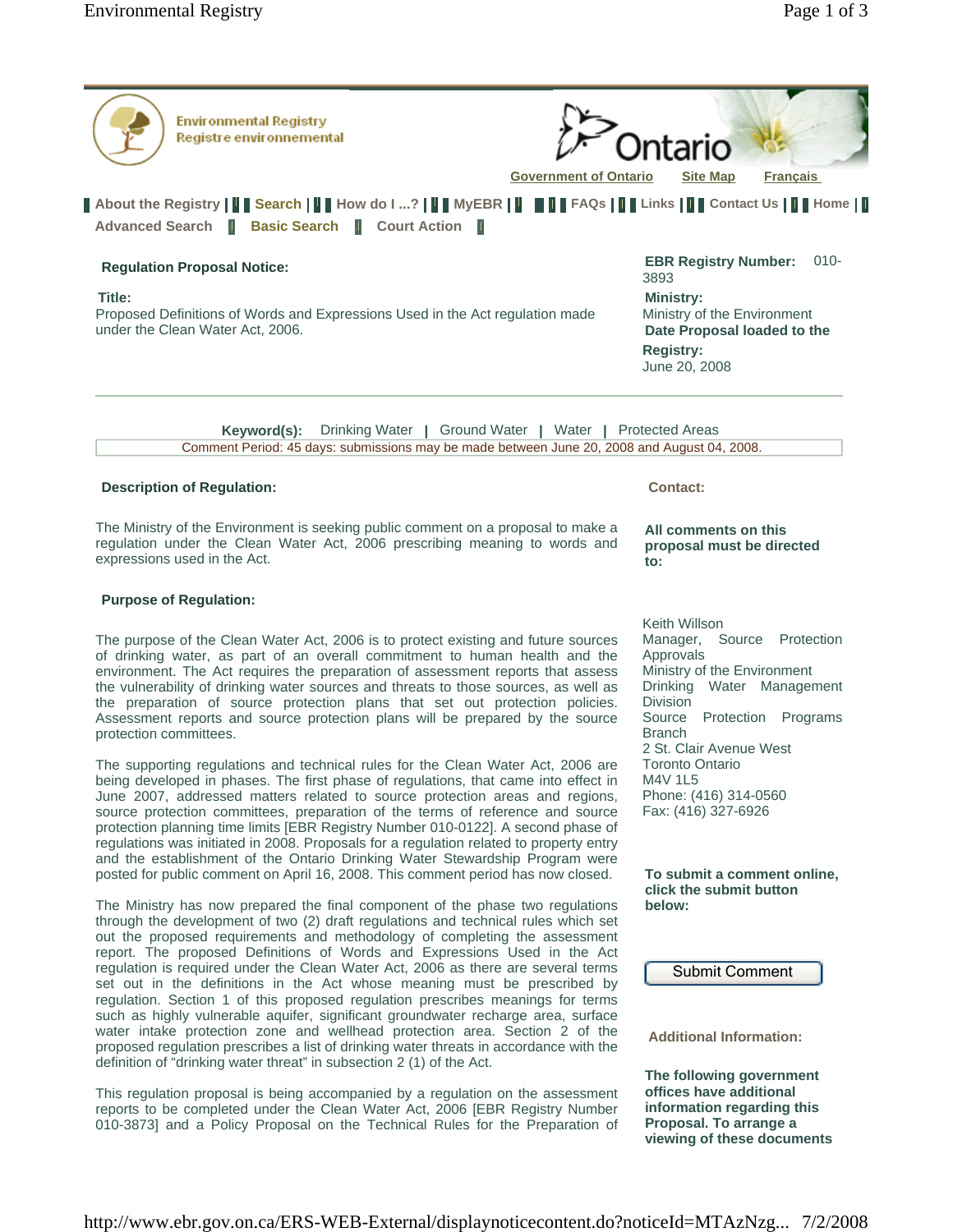Environmental Registry
Registre environnemental

Ontario

Government of Ontario | Site Map | Français

About the Registry | Search | How do I ...? | MyEBR | FAQs | Links | Contact Us | Home |

Advanced Search | Basic Search | Court Action |

**Regulation Proposal Notice:**

**Title:**
Proposed Definitions of Words and Expressions Used in the Act regulation made under the Clean Water Act, 2006.

**EBR Registry Number:** 010-3893

**Ministry:**
Ministry of the Environment

**Date Proposal loaded to the Registry:**
June 20, 2008

**Keyword(s):** Drinking Water | Ground Water | Water | Protected Areas

Comment Period: 45 days: submissions may be made between June 20, 2008 and August 04, 2008.

**Description of Regulation:**

The Ministry of the Environment is seeking public comment on a proposal to make a regulation under the Clean Water Act, 2006 prescribing meaning to words and expressions used in the Act.

**Purpose of Regulation:**

The purpose of the Clean Water Act, 2006 is to protect existing and future sources of drinking water, as part of an overall commitment to human health and the environment. The Act requires the preparation of assessment reports that assess the vulnerability of drinking water sources and threats to those sources, as well as the preparation of source protection plans that set out protection policies. Assessment reports and source protection plans will be prepared by the source protection committees.

The supporting regulations and technical rules for the Clean Water Act, 2006 are being developed in phases. The first phase of regulations, that came into effect in June 2007, addressed matters related to source protection areas and regions, source protection committees, preparation of the terms of reference and source protection planning time limits [EBR Registry Number 010-0122]. A second phase of regulations was initiated in 2008. Proposals for a regulation related to property entry and the establishment of the Ontario Drinking Water Stewardship Program were posted for public comment on April 16, 2008. This comment period has now closed.

The Ministry has now prepared the final component of the phase two regulations through the development of two (2) draft regulations and technical rules which set out the proposed requirements and methodology of completing the assessment report. The proposed Definitions of Words and Expressions Used in the Act regulation is required under the Clean Water Act, 2006 as there are several terms set out in the definitions in the Act whose meaning must be prescribed by regulation. Section 1 of this proposed regulation prescribes meanings for terms such as highly vulnerable aquifer, significant groundwater recharge area, surface water intake protection zone and wellhead protection area. Section 2 of the proposed regulation prescribes a list of drinking water threats in accordance with the definition of "drinking water threat" in subsection 2 (1) of the Act.

This regulation proposal is being accompanied by a regulation on the assessment reports to be completed under the Clean Water Act, 2006 [EBR Registry Number 010-3873] and a Policy Proposal on the Technical Rules for the Preparation of

**Contact:**

**All comments on this proposal must be directed to:**

Keith Willson
Manager, Source Protection Approvals
Ministry of the Environment
Drinking Water Management Division
Source Protection Programs Branch
2 St. Clair Avenue West
Toronto Ontario
M4V 1L5
Phone: (416) 314-0560
Fax: (416) 327-6926

**To submit a comment online, click the submit button below:**

Submit Comment

**Additional Information:**

**The following government offices have additional information regarding this Proposal. To arrange a viewing of these documents**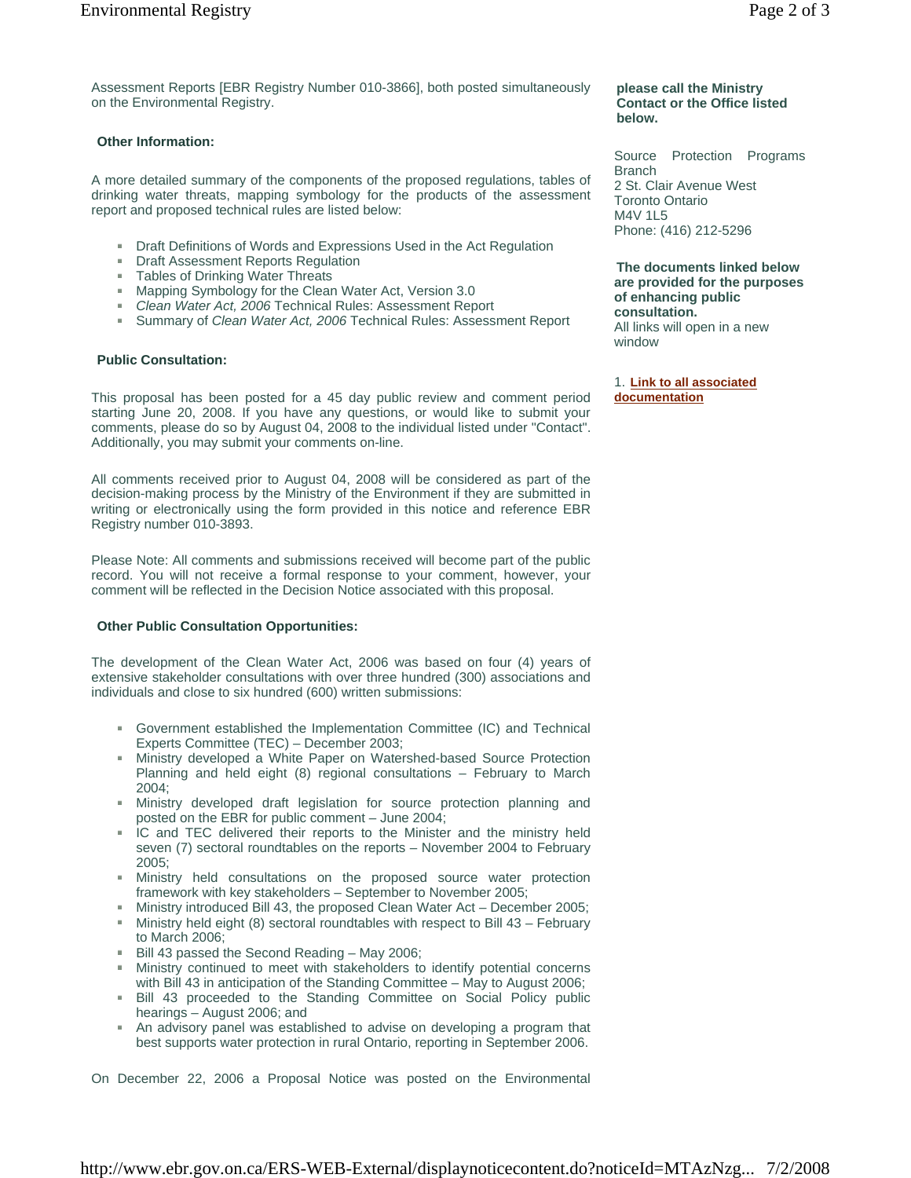Assessment Reports [EBR Registry Number 010-3866], both posted simultaneously on the Environmental Registry.

**Other Information:**

A more detailed summary of the components of the proposed regulations, tables of drinking water threats, mapping symbology for the products of the assessment report and proposed technical rules are listed below:

- Draft Definitions of Words and Expressions Used in the Act Regulation
- Draft Assessment Reports Regulation
- Tables of Drinking Water Threats
- Mapping Symbology for the Clean Water Act, Version 3.0
- *Clean Water Act, 2006* Technical Rules: Assessment Report
- Summary of *Clean Water Act, 2006* Technical Rules: Assessment Report

**Public Consultation:**

This proposal has been posted for a 45 day public review and comment period starting June 20, 2008. If you have any questions, or would like to submit your comments, please do so by August 04, 2008 to the individual listed under "Contact". Additionally, you may submit your comments on-line.

All comments received prior to August 04, 2008 will be considered as part of the decision-making process by the Ministry of the Environment if they are submitted in writing or electronically using the form provided in this notice and reference EBR Registry number 010-3893.

Please Note: All comments and submissions received will become part of the public record. You will not receive a formal response to your comment, however, your comment will be reflected in the Decision Notice associated with this proposal.

**Other Public Consultation Opportunities:**

The development of the Clean Water Act, 2006 was based on four (4) years of extensive stakeholder consultations with over three hundred (300) associations and individuals and close to six hundred (600) written submissions:

- Government established the Implementation Committee (IC) and Technical Experts Committee (TEC) – December 2003;
- Ministry developed a White Paper on Watershed-based Source Protection Planning and held eight (8) regional consultations – February to March 2004;
- Ministry developed draft legislation for source protection planning and posted on the EBR for public comment – June 2004;
- IC and TEC delivered their reports to the Minister and the ministry held seven (7) sectoral roundtables on the reports – November 2004 to February 2005;
- Ministry held consultations on the proposed source water protection framework with key stakeholders – September to November 2005;
- Ministry introduced Bill 43, the proposed Clean Water Act – December 2005;
- Ministry held eight (8) sectoral roundtables with respect to Bill 43 – February to March 2006;
- Bill 43 passed the Second Reading – May 2006;
- Ministry continued to meet with stakeholders to identify potential concerns with Bill 43 in anticipation of the Standing Committee – May to August 2006;
- Bill 43 proceeded to the Standing Committee on Social Policy public hearings – August 2006; and
- An advisory panel was established to advise on developing a program that best supports water protection in rural Ontario, reporting in September 2006.

On December 22, 2006 a Proposal Notice was posted on the Environmental

**please call the Ministry Contact or the Office listed below.**

Source Protection Programs Branch
2 St. Clair Avenue West
Toronto Ontario
M4V 1L5
Phone: (416) 212-5296

**The documents linked below are provided for the purposes of enhancing public consultation.**
All links will open in a new window

1. **Link to all associated documentation**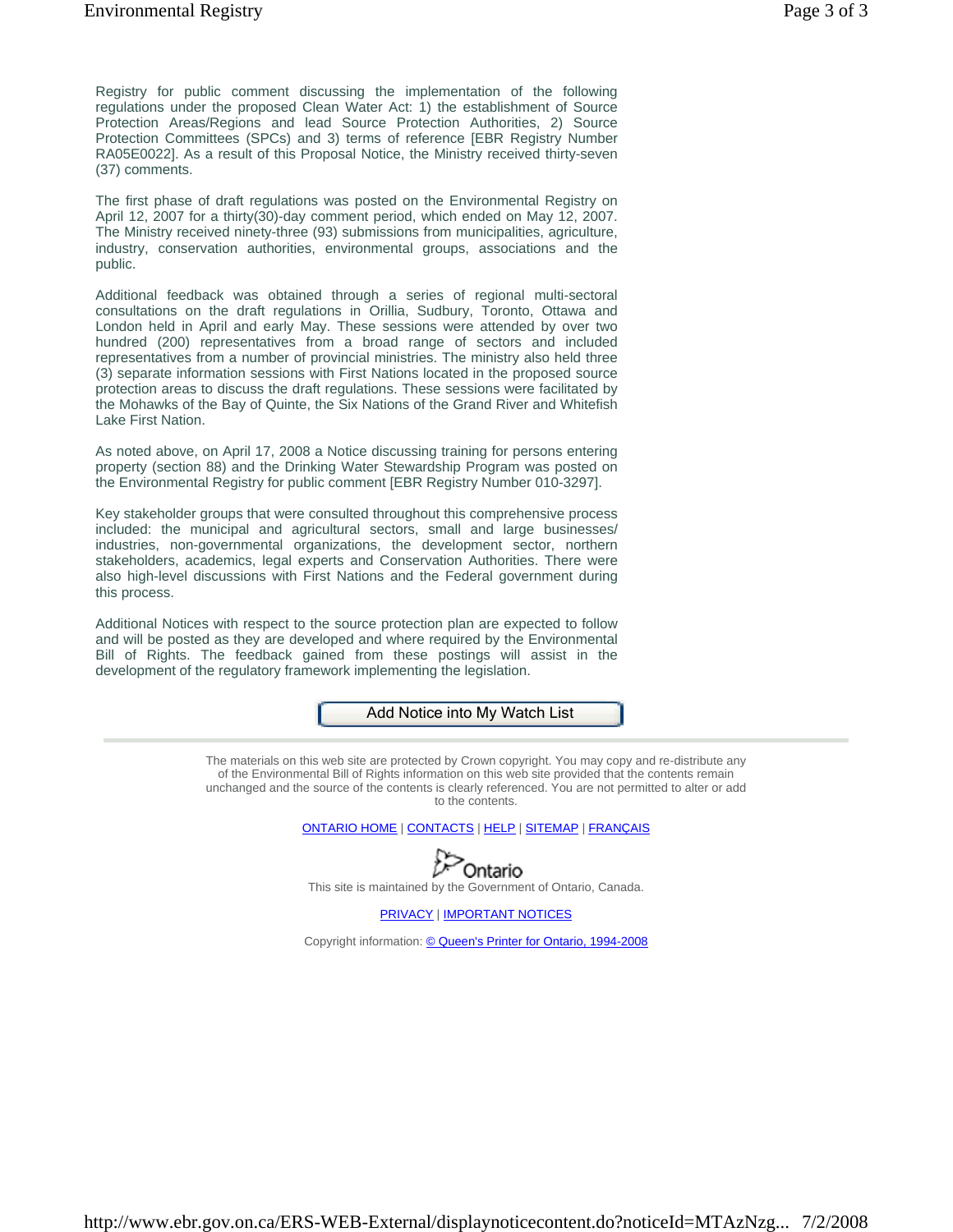Registry for public comment discussing the implementation of the following regulations under the proposed Clean Water Act: 1) the establishment of Source Protection Areas/Regions and lead Source Protection Authorities, 2) Source Protection Committees (SPCs) and 3) terms of reference [EBR Registry Number RA05E0022]. As a result of this Proposal Notice, the Ministry received thirty-seven (37) comments.

The first phase of draft regulations was posted on the Environmental Registry on April 12, 2007 for a thirty(30)-day comment period, which ended on May 12, 2007. The Ministry received ninety-three (93) submissions from municipalities, agriculture, industry, conservation authorities, environmental groups, associations and the public.

Additional feedback was obtained through a series of regional multi-sectoral consultations on the draft regulations in Orillia, Sudbury, Toronto, Ottawa and London held in April and early May. These sessions were attended by over two hundred (200) representatives from a broad range of sectors and included representatives from a number of provincial ministries. The ministry also held three (3) separate information sessions with First Nations located in the proposed source protection areas to discuss the draft regulations. These sessions were facilitated by the Mohawks of the Bay of Quinte, the Six Nations of the Grand River and Whitefish Lake First Nation.

As noted above, on April 17, 2008 a Notice discussing training for persons entering property (section 88) and the Drinking Water Stewardship Program was posted on the Environmental Registry for public comment [EBR Registry Number 010-3297].

Key stakeholder groups that were consulted throughout this comprehensive process included: the municipal and agricultural sectors, small and large businesses/ industries, non-governmental organizations, the development sector, northern stakeholders, academics, legal experts and Conservation Authorities. There were also high-level discussions with First Nations and the Federal government during this process.

Additional Notices with respect to the source protection plan are expected to follow and will be posted as they are developed and where required by the Environmental Bill of Rights. The feedback gained from these postings will assist in the development of the regulatory framework implementing the legislation.

Add Notice into My Watch List

---

The materials on this web site are protected by Crown copyright. You may copy and re-distribute any of the Environmental Bill of Rights information on this web site provided that the contents remain unchanged and the source of the contents is clearly referenced. You are not permitted to alter or add to the contents.

ONTARIO HOME | CONTACTS | HELP | SITEMAP | FRANÇAIS

Ontario

This site is maintained by the Government of Ontario, Canada.

PRIVACY | IMPORTANT NOTICES

Copyright information: © Queen's Printer for Ontario, 1994-2008